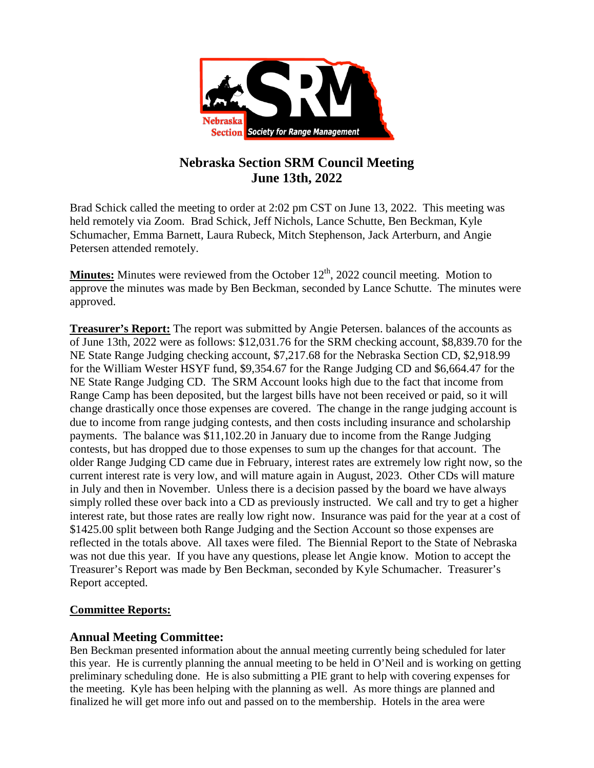# Nebraska Section SRM Council Meeting
## June 13th, 2022

Brad Schick called the meeting to order at 2:02 pm CST on June 13, 2022. This meeting was held remotely via Zoom. Brad Schick, Jeff Nichols, Lance Schutte, Ben Beckman, Kyle Schumacher, Emma Barnett, Laura Rubeck, Mitch Stephenson, Jack Arterburn, and Angie Petersen attended remotely.

**Minutes:** Minutes were reviewed from the October 12th, 2022 council meeting. Motion to approve the minutes was made by Ben Beckman, seconded by Lance Schutte. The minutes were approved.

**Treasurer's Report:** The report was submitted by Angie Petersen. balances of the accounts as of June 13th, 2022 were as follows: $12,031.76 for the SRM checking account, $8,839.70 for the NE State Range Judging checking account, $7,217.68 for the Nebraska Section CD, $2,918.99 for the William Wester HSYF fund, $9,354.67 for the Range Judging CD and $6,664.47 for the NE State Range Judging CD. The SRM Account looks high due to the fact that income from Range Camp has been deposited, but the largest bills have not been received or paid, so it will change drastically once those expenses are covered. The change in the range judging account is due to income from range judging contests, and then costs including insurance and scholarship payments. The balance was $11,102.20 in January due to income from the Range Judging contests, but has dropped due to those expenses to sum up the changes for that account. The older Range Judging CD came due in February, interest rates are extremely low right now, so the current interest rate is very low, and will mature again in August, 2023. Other CDs will mature in July and then in November. Unless there is a decision passed by the board we have always simply rolled these over back into a CD as previously instructed. We call and try to get a higher interest rate, but those rates are really low right now. Insurance was paid for the year at a cost of $1425.00 split between both Range Judging and the Section Account so those expenses are reflected in the totals above. All taxes were filed. The Biennial Report to the State of Nebraska was not due this year. If you have any questions, please let Angie know. Motion to accept the Treasurer's Report was made by Ben Beckman, seconded by Kyle Schumacher. Treasurer's Report accepted.

**Committee Reports:**

### Annual Meeting Committee:

Ben Beckman presented information about the annual meeting currently being scheduled for later this year. He is currently planning the annual meeting to be held in O'Neil and is working on getting preliminary scheduling done. He is also submitting a PIE grant to help with covering expenses for the meeting. Kyle has been helping with the planning as well. As more things are planned and finalized he will get more info out and passed on to the membership. Hotels in the area were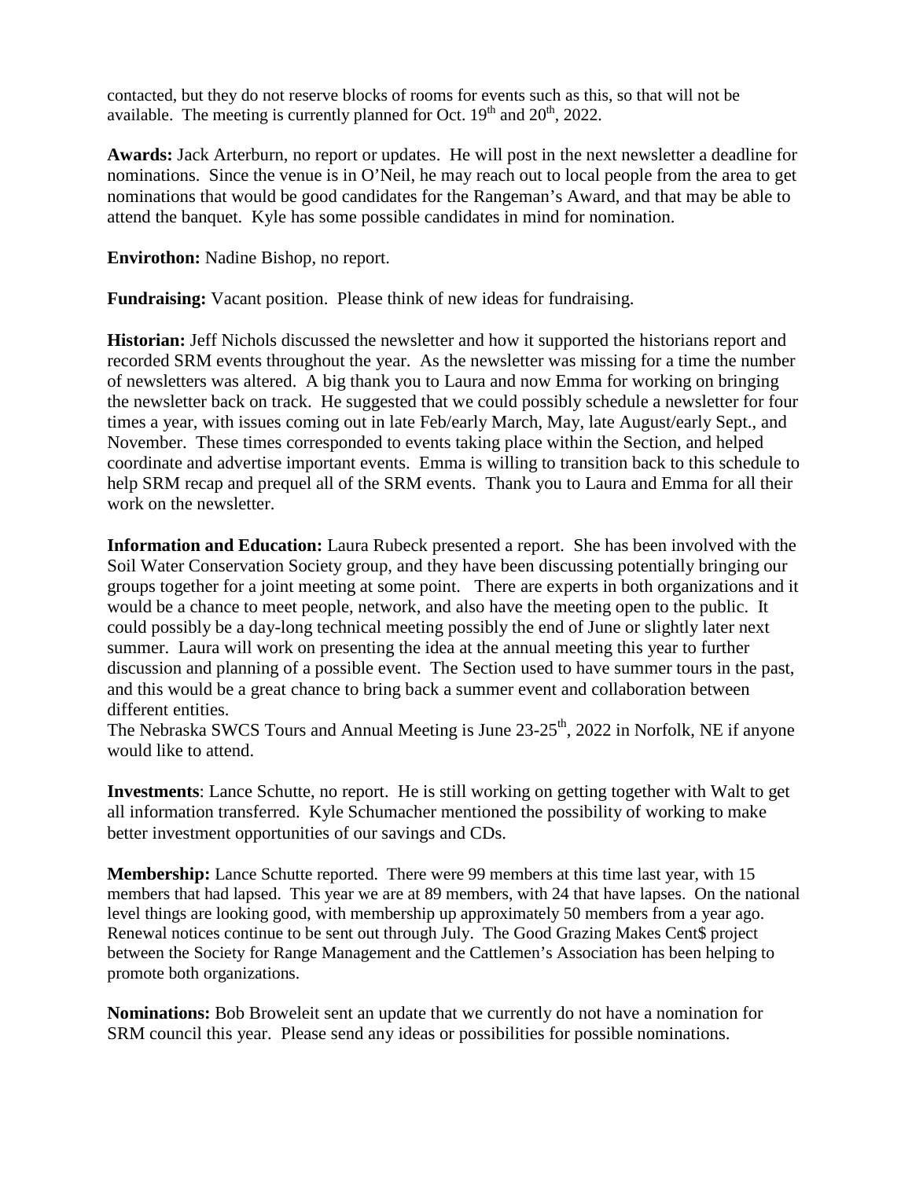contacted, but they do not reserve blocks of rooms for events such as this, so that will not be available. The meeting is currently planned for Oct. 19th and 20th, 2022.

**Awards:** Jack Arterburn, no report or updates. He will post in the next newsletter a deadline for nominations. Since the venue is in O'Neil, he may reach out to local people from the area to get nominations that would be good candidates for the Rangeman's Award, and that may be able to attend the banquet. Kyle has some possible candidates in mind for nomination.

**Envirothon:** Nadine Bishop, no report.

**Fundraising:** Vacant position. Please think of new ideas for fundraising.

**Historian:** Jeff Nichols discussed the newsletter and how it supported the historians report and recorded SRM events throughout the year. As the newsletter was missing for a time the number of newsletters was altered. A big thank you to Laura and now Emma for working on bringing the newsletter back on track. He suggested that we could possibly schedule a newsletter for four times a year, with issues coming out in late Feb/early March, May, late August/early Sept., and November. These times corresponded to events taking place within the Section, and helped coordinate and advertise important events. Emma is willing to transition back to this schedule to help SRM recap and prequel all of the SRM events. Thank you to Laura and Emma for all their work on the newsletter.

**Information and Education:** Laura Rubeck presented a report. She has been involved with the Soil Water Conservation Society group, and they have been discussing potentially bringing our groups together for a joint meeting at some point. There are experts in both organizations and it would be a chance to meet people, network, and also have the meeting open to the public. It could possibly be a day-long technical meeting possibly the end of June or slightly later next summer. Laura will work on presenting the idea at the annual meeting this year to further discussion and planning of a possible event. The Section used to have summer tours in the past, and this would be a great chance to bring back a summer event and collaboration between different entities.
The Nebraska SWCS Tours and Annual Meeting is June 23-25th, 2022 in Norfolk, NE if anyone would like to attend.

**Investments**: Lance Schutte, no report. He is still working on getting together with Walt to get all information transferred. Kyle Schumacher mentioned the possibility of working to make better investment opportunities of our savings and CDs.

**Membership:** Lance Schutte reported. There were 99 members at this time last year, with 15 members that had lapsed. This year we are at 89 members, with 24 that have lapses. On the national level things are looking good, with membership up approximately 50 members from a year ago. Renewal notices continue to be sent out through July. The Good Grazing Makes Cent$ project between the Society for Range Management and the Cattlemen's Association has been helping to promote both organizations.

**Nominations:** Bob Broweleit sent an update that we currently do not have a nomination for SRM council this year. Please send any ideas or possibilities for possible nominations.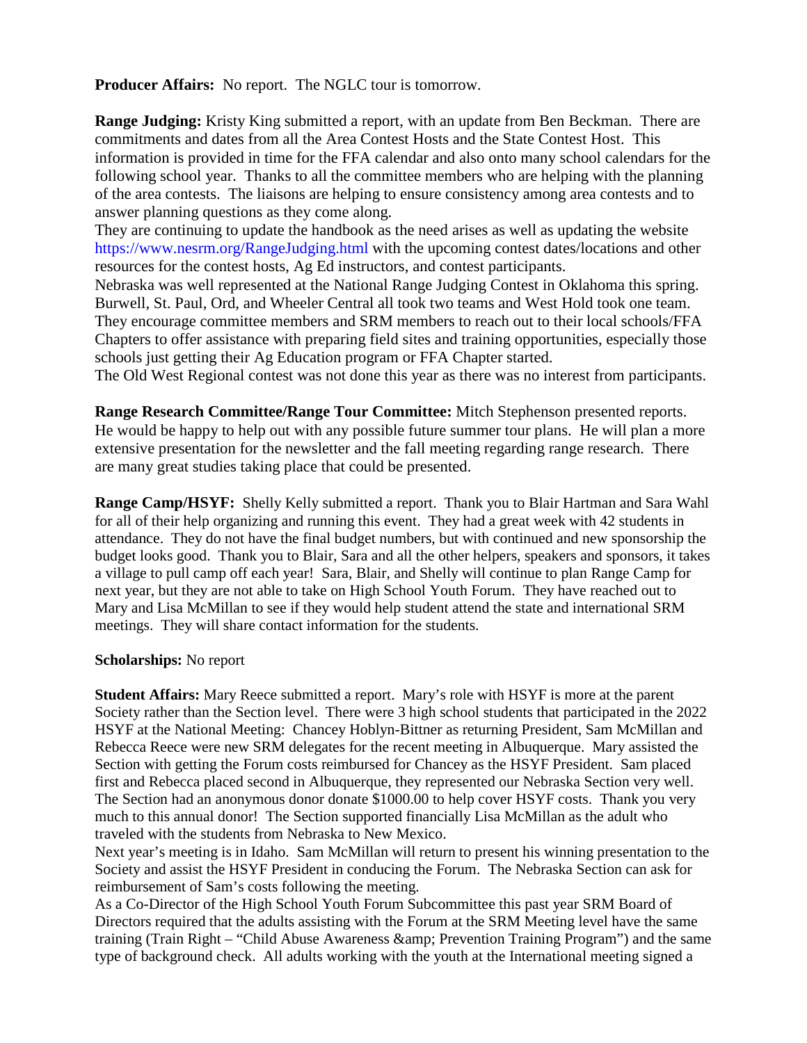**Producer Affairs:** No report. The NGLC tour is tomorrow.

**Range Judging:** Kristy King submitted a report, with an update from Ben Beckman. There are commitments and dates from all the Area Contest Hosts and the State Contest Host. This information is provided in time for the FFA calendar and also onto many school calendars for the following school year. Thanks to all the committee members who are helping with the planning of the area contests. The liaisons are helping to ensure consistency among area contests and to answer planning questions as they come along.

They are continuing to update the handbook as the need arises as well as updating the website https://www.nesrm.org/RangeJudging.html with the upcoming contest dates/locations and other resources for the contest hosts, Ag Ed instructors, and contest participants.

Nebraska was well represented at the National Range Judging Contest in Oklahoma this spring. Burwell, St. Paul, Ord, and Wheeler Central all took two teams and West Hold took one team. They encourage committee members and SRM members to reach out to their local schools/FFA Chapters to offer assistance with preparing field sites and training opportunities, especially those schools just getting their Ag Education program or FFA Chapter started.

The Old West Regional contest was not done this year as there was no interest from participants.

**Range Research Committee/Range Tour Committee:** Mitch Stephenson presented reports. He would be happy to help out with any possible future summer tour plans. He will plan a more extensive presentation for the newsletter and the fall meeting regarding range research. There are many great studies taking place that could be presented.

**Range Camp/HSYF:** Shelly Kelly submitted a report. Thank you to Blair Hartman and Sara Wahl for all of their help organizing and running this event. They had a great week with 42 students in attendance. They do not have the final budget numbers, but with continued and new sponsorship the budget looks good. Thank you to Blair, Sara and all the other helpers, speakers and sponsors, it takes a village to pull camp off each year! Sara, Blair, and Shelly will continue to plan Range Camp for next year, but they are not able to take on High School Youth Forum. They have reached out to Mary and Lisa McMillan to see if they would help student attend the state and international SRM meetings. They will share contact information for the students.

**Scholarships:** No report

**Student Affairs:** Mary Reece submitted a report. Mary's role with HSYF is more at the parent Society rather than the Section level. There were 3 high school students that participated in the 2022 HSYF at the National Meeting: Chancey Hoblyn-Bittner as returning President, Sam McMillan and Rebecca Reece were new SRM delegates for the recent meeting in Albuquerque. Mary assisted the Section with getting the Forum costs reimbursed for Chancey as the HSYF President. Sam placed first and Rebecca placed second in Albuquerque, they represented our Nebraska Section very well. The Section had an anonymous donor donate $1000.00 to help cover HSYF costs. Thank you very much to this annual donor! The Section supported financially Lisa McMillan as the adult who traveled with the students from Nebraska to New Mexico.

Next year's meeting is in Idaho. Sam McMillan will return to present his winning presentation to the Society and assist the HSYF President in conducing the Forum. The Nebraska Section can ask for reimbursement of Sam's costs following the meeting.

As a Co-Director of the High School Youth Forum Subcommittee this past year SRM Board of Directors required that the adults assisting with the Forum at the SRM Meeting level have the same training (Train Right – "Child Abuse Awareness &amp; Prevention Training Program") and the same type of background check. All adults working with the youth at the International meeting signed a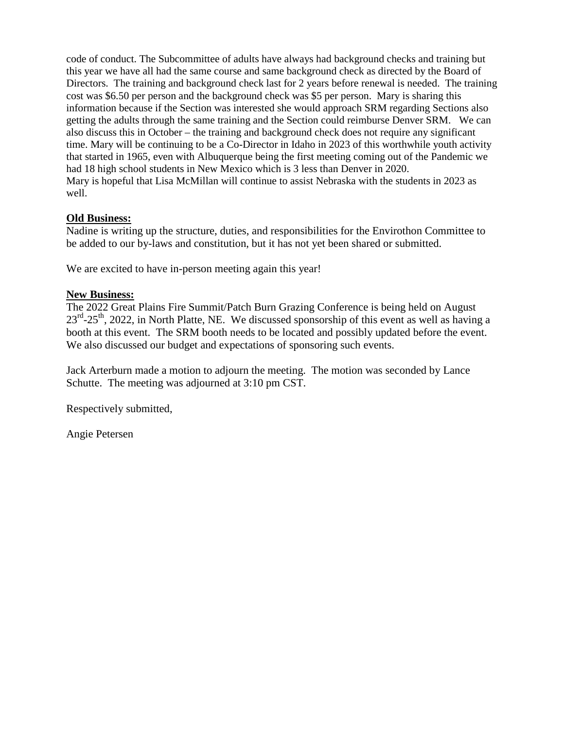code of conduct. The Subcommittee of adults have always had background checks and training but this year we have all had the same course and same background check as directed by the Board of Directors. The training and background check last for 2 years before renewal is needed. The training cost was $6.50 per person and the background check was $5 per person. Mary is sharing this information because if the Section was interested she would approach SRM regarding Sections also getting the adults through the same training and the Section could reimburse Denver SRM. We can also discuss this in October – the training and background check does not require any significant time. Mary will be continuing to be a Co-Director in Idaho in 2023 of this worthwhile youth activity that started in 1965, even with Albuquerque being the first meeting coming out of the Pandemic we had 18 high school students in New Mexico which is 3 less than Denver in 2020.
Mary is hopeful that Lisa McMillan will continue to assist Nebraska with the students in 2023 as well.

**Old Business:**
Nadine is writing up the structure, duties, and responsibilities for the Envirothon Committee to be added to our by-laws and constitution, but it has not yet been shared or submitted.

We are excited to have in-person meeting again this year!

**New Business:**
The 2022 Great Plains Fire Summit/Patch Burn Grazing Conference is being held on August 23rd-25th, 2022, in North Platte, NE. We discussed sponsorship of this event as well as having a booth at this event. The SRM booth needs to be located and possibly updated before the event. We also discussed our budget and expectations of sponsoring such events.

Jack Arterburn made a motion to adjourn the meeting. The motion was seconded by Lance Schutte. The meeting was adjourned at 3:10 pm CST.

Respectively submitted,

Angie Petersen